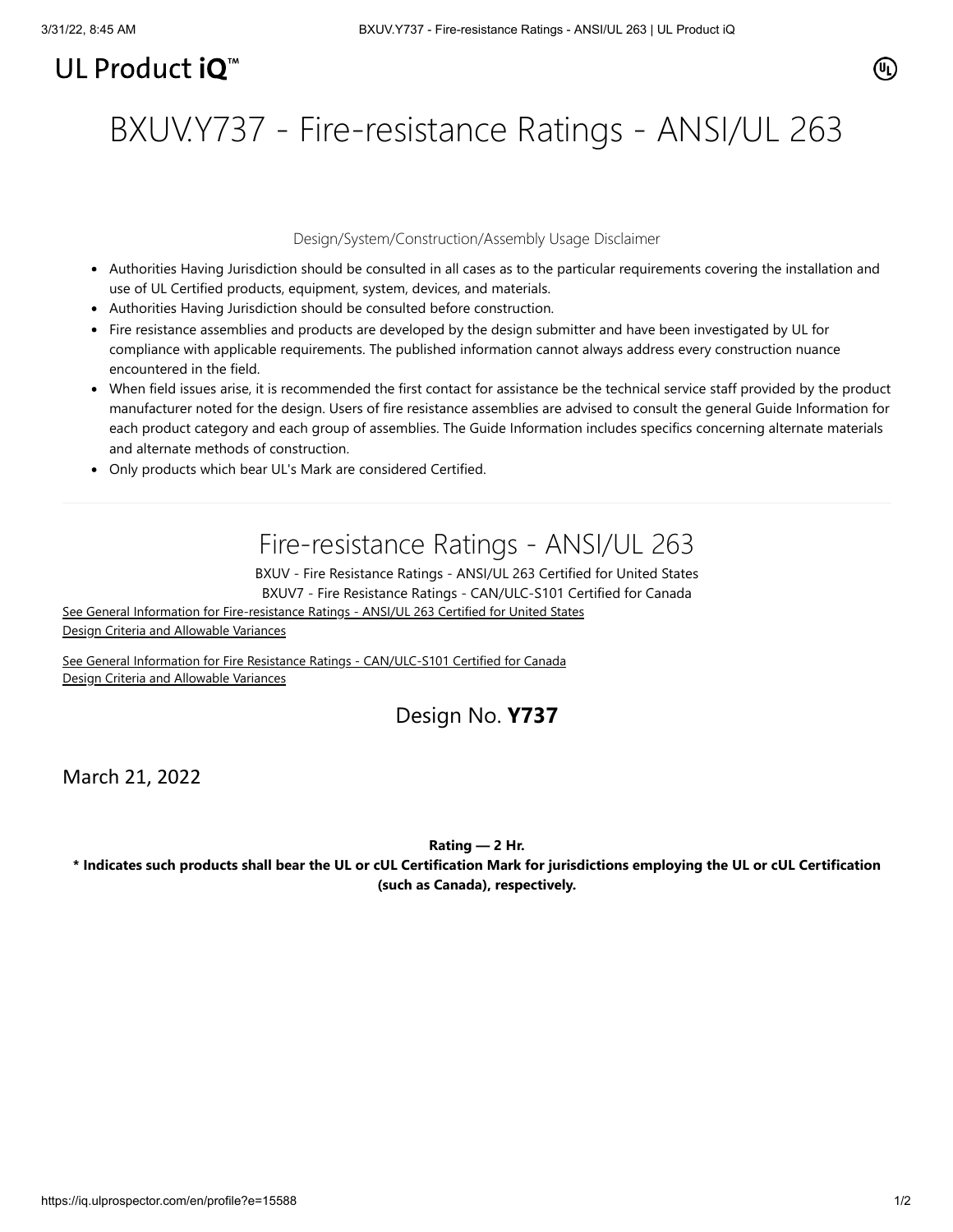UL Product iQ™

# BXUV.Y737 - Fire-resistance Ratings - ANSI/UL 263

Design/System/Construction/Assembly Usage Disclaimer

- Authorities Having Jurisdiction should be consulted in all cases as to the particular requirements covering the installation and use of UL Certified products, equipment, system, devices, and materials.
- Authorities Having Jurisdiction should be consulted before construction.
- Fire resistance assemblies and products are developed by the design submitter and have been investigated by UL for compliance with applicable requirements. The published information cannot always address every construction nuance encountered in the field.
- When field issues arise, it is recommended the first contact for assistance be the technical service staff provided by the product manufacturer noted for the design. Users of fire resistance assemblies are advised to consult the general Guide Information for each product category and each group of assemblies. The Guide Information includes specifics concerning alternate materials and alternate methods of construction.
- Only products which bear UL's Mark are considered Certified.

## Fire-resistance Ratings - ANSI/UL 263

BXUV - Fire Resistance Ratings - ANSI/UL 263 Certified for United States

BXUV7 - Fire Resistance Ratings - CAN/ULC-S101 Certified for Canada

See General Information for Fire-resistance Ratings - ANSI/UL 263 Certified for United States

Design Criteria and Allowable Variances

See General Information for Fire Resistance Ratings - CAN/ULC-S101 Certified for Canada

Design Criteria and Allowable Variances

### Design No. **Y737**

March 21, 2022

**Rating — 2 Hr.**

**\* Indicates such products shall bear the UL or cUL Certification Mark for jurisdictions employing the UL or cUL Certification (such as Canada), respectively.**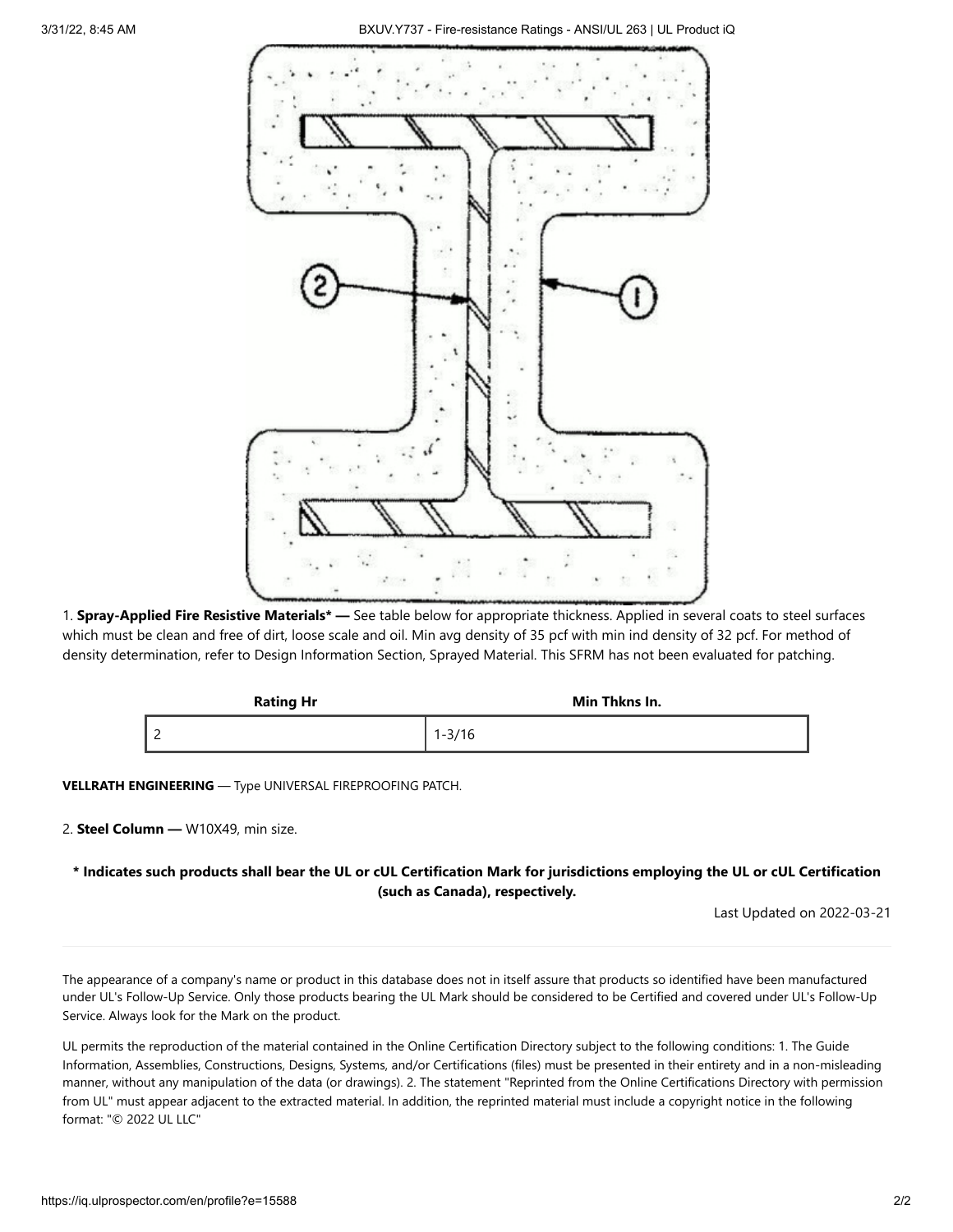1. **Spray-Applied Fire Resistive Materials* —** See table below for appropriate thickness. Applied in several coats to steel surfaces which must be clean and free of dirt, loose scale and oil. Min avg density of 35 pcf with min ind density of 32 pcf. For method of density determination, refer to Design Information Section, Sprayed Material. This SFRM has not been evaluated for patching.

| Rating Hr | Min Thkns In. |
| --- | --- |
| 2 | 1-3/16 |

**VELLRATH ENGINEERING** — Type UNIVERSAL FIREPROOFING PATCH.

2. **Steel Column —** W10X49, min size.

**\* Indicates such products shall bear the UL or cUL Certification Mark for jurisdictions employing the UL or cUL Certification (such as Canada), respectively.**

Last Updated on 2022-03-21

---

The appearance of a company's name or product in this database does not in itself assure that products so identified have been manufactured under UL's Follow-Up Service. Only those products bearing the UL Mark should be considered to be Certified and covered under UL's Follow-Up Service. Always look for the Mark on the product.

UL permits the reproduction of the material contained in the Online Certification Directory subject to the following conditions: 1. The Guide Information, Assemblies, Constructions, Designs, Systems, and/or Certifications (files) must be presented in their entirety and in a non-misleading manner, without any manipulation of the data (or drawings). 2. The statement "Reprinted from the Online Certifications Directory with permission from UL" must appear adjacent to the extracted material. In addition, the reprinted material must include a copyright notice in the following format: "© 2022 UL LLC"